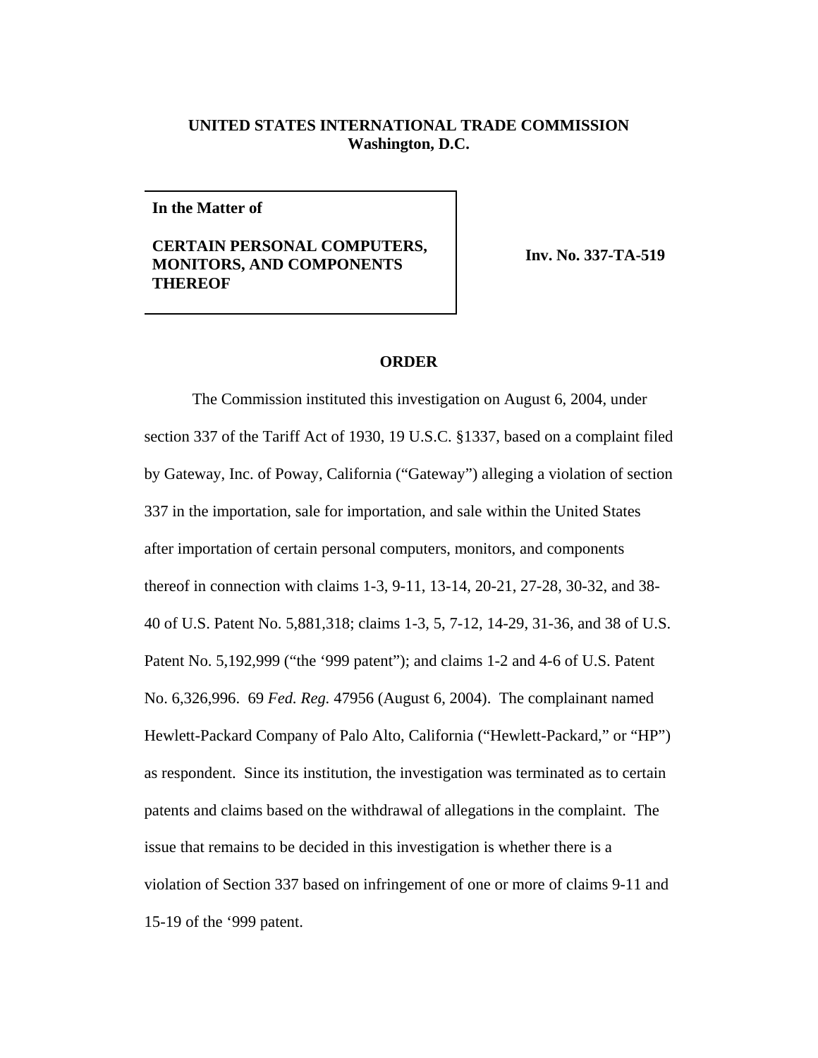**UNITED STATES INTERNATIONAL TRADE COMMISSION**
**Washington, D.C.**

| In the Matter of<br><br>CERTAIN PERSONAL COMPUTERS, MONITORS, AND COMPONENTS THEREOF | Inv. No. 337-TA-519 |
|---|---|

## ORDER

The Commission instituted this investigation on August 6, 2004, under section 337 of the Tariff Act of 1930, 19 U.S.C. §1337, based on a complaint filed by Gateway, Inc. of Poway, California ("Gateway") alleging a violation of section 337 in the importation, sale for importation, and sale within the United States after importation of certain personal computers, monitors, and components thereof in connection with claims 1-3, 9-11, 13-14, 20-21, 27-28, 30-32, and 38-40 of U.S. Patent No. 5,881,318; claims 1-3, 5, 7-12, 14-29, 31-36, and 38 of U.S. Patent No. 5,192,999 ("the '999 patent"); and claims 1-2 and 4-6 of U.S. Patent No. 6,326,996. 69 *Fed. Reg.* 47956 (August 6, 2004). The complainant named Hewlett-Packard Company of Palo Alto, California ("Hewlett-Packard," or "HP") as respondent. Since its institution, the investigation was terminated as to certain patents and claims based on the withdrawal of allegations in the complaint. The issue that remains to be decided in this investigation is whether there is a violation of Section 337 based on infringement of one or more of claims 9-11 and 15-19 of the '999 patent.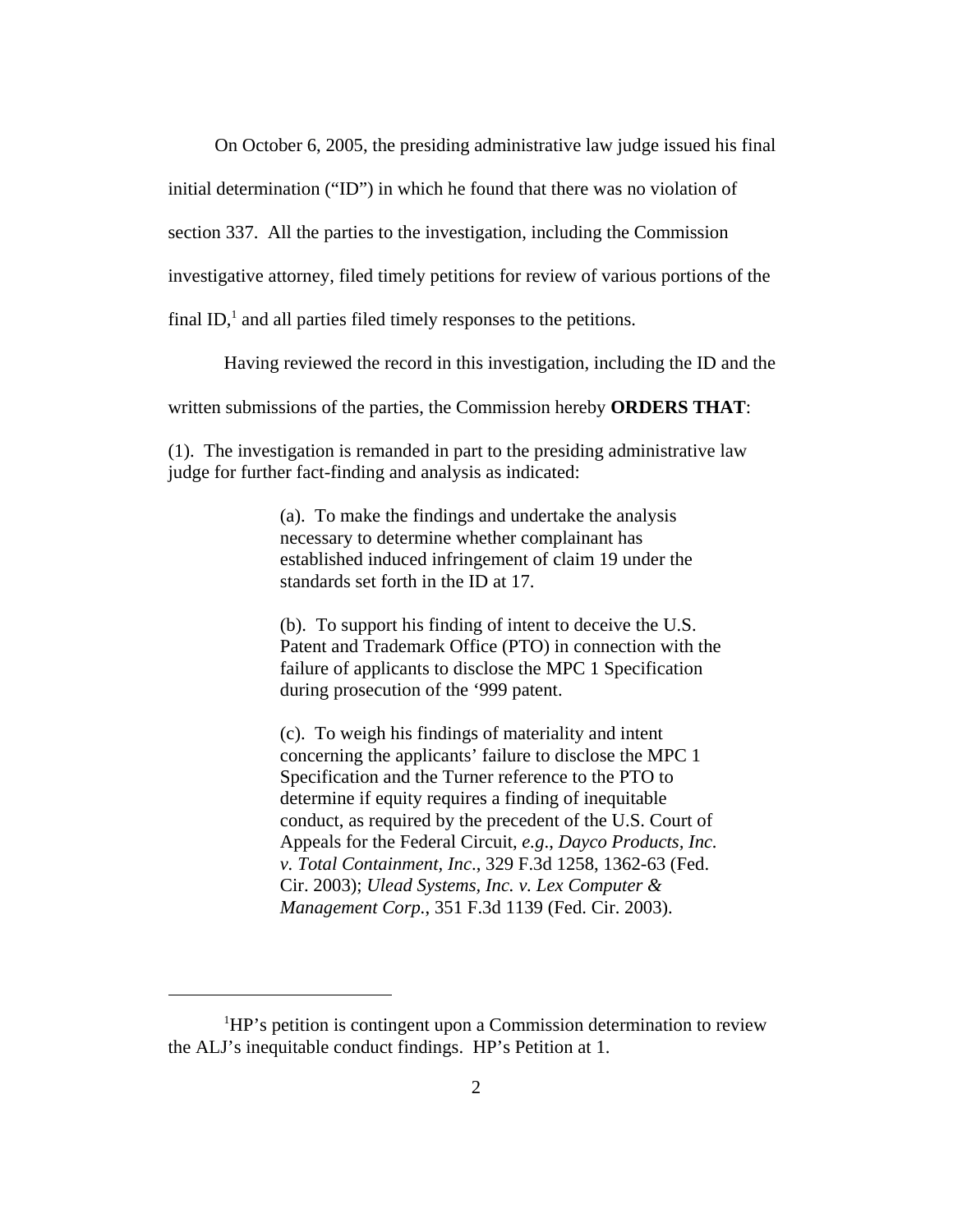On October 6, 2005, the presiding administrative law judge issued his final initial determination ("ID") in which he found that there was no violation of section 337. All the parties to the investigation, including the Commission investigative attorney, filed timely petitions for review of various portions of the final ID,[1] and all parties filed timely responses to the petitions.

Having reviewed the record in this investigation, including the ID and the written submissions of the parties, the Commission hereby **ORDERS THAT**:

(1). The investigation is remanded in part to the presiding administrative law judge for further fact-finding and analysis as indicated:

> (a). To make the findings and undertake the analysis necessary to determine whether complainant has established induced infringement of claim 19 under the standards set forth in the ID at 17.
>
> (b). To support his finding of intent to deceive the U.S. Patent and Trademark Office (PTO) in connection with the failure of applicants to disclose the MPC 1 Specification during prosecution of the '999 patent.
>
> (c). To weigh his findings of materiality and intent concerning the applicants' failure to disclose the MPC 1 Specification and the Turner reference to the PTO to determine if equity requires a finding of inequitable conduct, as required by the precedent of the U.S. Court of Appeals for the Federal Circuit, *e.g.*, *Dayco Products, Inc. v. Total Containment, Inc.*, 329 F.3d 1258, 1362-63 (Fed. Cir. 2003); *Ulead Systems, Inc. v. Lex Computer & Management Corp.*, 351 F.3d 1139 (Fed. Cir. 2003).

[1] HP's petition is contingent upon a Commission determination to review the ALJ's inequitable conduct findings. HP's Petition at 1.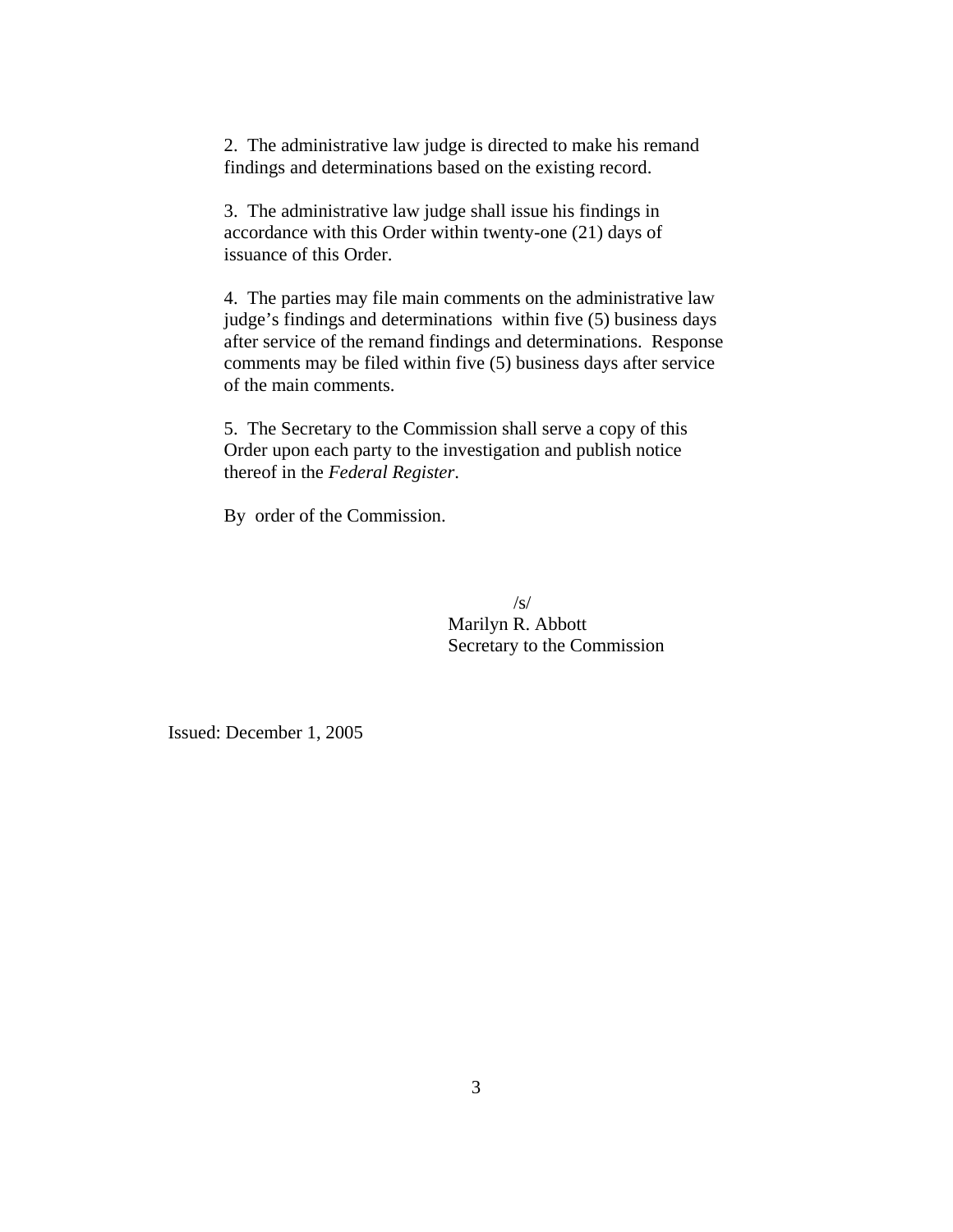2. The administrative law judge is directed to make his remand findings and determinations based on the existing record.

3. The administrative law judge shall issue his findings in accordance with this Order within twenty-one (21) days of issuance of this Order.

4. The parties may file main comments on the administrative law judge's findings and determinations within five (5) business days after service of the remand findings and determinations. Response comments may be filed within five (5) business days after service of the main comments.

5. The Secretary to the Commission shall serve a copy of this Order upon each party to the investigation and publish notice thereof in the *Federal Register*.

By order of the Commission.

/s/
Marilyn R. Abbott
Secretary to the Commission

Issued: December 1, 2005